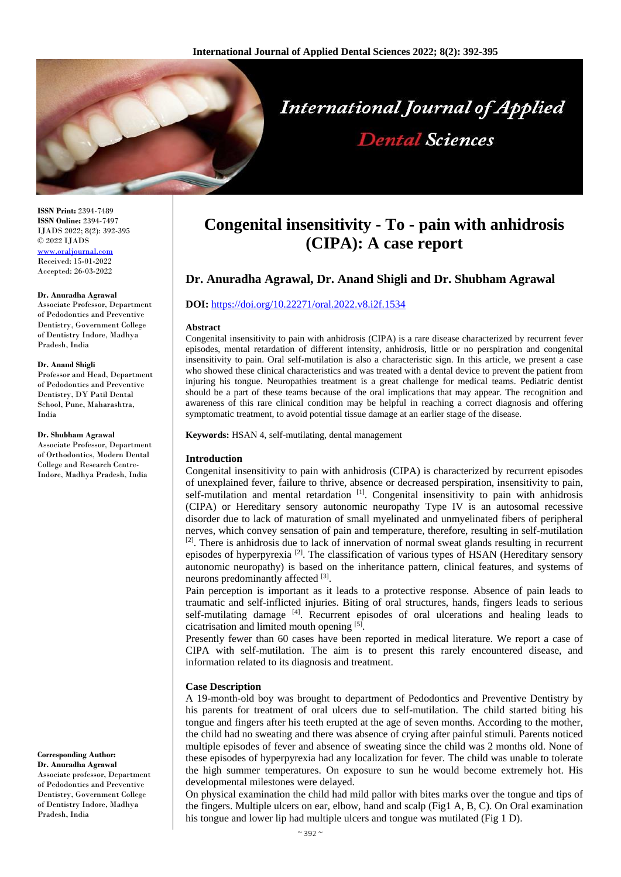# Congenital insensitivity - To - pain with anhidrosis (CIPA): A case report

## Dr. Anuradha Agrawal, Dr. Anand Shigli and Dr. Shubham Agrawal

**ISSN Print:** 2394-7489
**ISSN Online:** 2394-7497
IJADS 2022; 8(2): 392-395
© 2022 IJADS
www.oraljournal.com
Received: 15-01-2022
Accepted: 26-03-2022

**Dr. Anuradha Agrawal**
Associate Professor, Department of Pedodontics and Preventive Dentistry, Government College of Dentistry Indore, Madhya Pradesh, India

**Dr. Anand Shigli**
Professor and Head, Department of Pedodontics and Preventive Dentistry, DY Patil Dental School, Pune, Maharashtra, India

**Dr. Shubham Agrawal**
Associate Professor, Department of Orthodontics, Modern Dental College and Research Centre-Indore, Madhya Pradesh, India

**Corresponding Author:**
**Dr. Anuradha Agrawal**
Associate professor, Department of Pedodontics and Preventive Dentistry, Government College of Dentistry Indore, Madhya Pradesh, India

**DOI:** https://doi.org/10.22271/oral.2022.v8.i2f.1534

### Abstract

Congenital insensitivity to pain with anhidrosis (CIPA) is a rare disease characterized by recurrent fever episodes, mental retardation of different intensity, anhidrosis, little or no perspiration and congenital insensitivity to pain. Oral self-mutilation is also a characteristic sign. In this article, we present a case who showed these clinical characteristics and was treated with a dental device to prevent the patient from injuring his tongue. Neuropathies treatment is a great challenge for medical teams. Pediatric dentist should be a part of these teams because of the oral implications that may appear. The recognition and awareness of this rare clinical condition may be helpful in reaching a correct diagnosis and offering symptomatic treatment, to avoid potential tissue damage at an earlier stage of the disease.

**Keywords:** HSAN 4, self-mutilating, dental management

### Introduction

Congenital insensitivity to pain with anhidrosis (CIPA) is characterized by recurrent episodes of unexplained fever, failure to thrive, absence or decreased perspiration, insensitivity to pain, self-mutilation and mental retardation [1]. Congenital insensitivity to pain with anhidrosis (CIPA) or Hereditary sensory autonomic neuropathy Type IV is an autosomal recessive disorder due to lack of maturation of small myelinated and unmyelinated fibers of peripheral nerves, which convey sensation of pain and temperature, therefore, resulting in self-mutilation [2]. There is anhidrosis due to lack of innervation of normal sweat glands resulting in recurrent episodes of hyperpyrexia [2]. The classification of various types of HSAN (Hereditary sensory autonomic neuropathy) is based on the inheritance pattern, clinical features, and systems of neurons predominantly affected [3].

Pain perception is important as it leads to a protective response. Absence of pain leads to traumatic and self-inflicted injuries. Biting of oral structures, hands, fingers leads to serious self-mutilating damage [4]. Recurrent episodes of oral ulcerations and healing leads to cicatrisation and limited mouth opening [5].

Presently fewer than 60 cases have been reported in medical literature. We report a case of CIPA with self-mutilation. The aim is to present this rarely encountered disease, and information related to its diagnosis and treatment.

### Case Description

A 19-month-old boy was brought to department of Pedodontics and Preventive Dentistry by his parents for treatment of oral ulcers due to self-mutilation. The child started biting his tongue and fingers after his teeth erupted at the age of seven months. According to the mother, the child had no sweating and there was absence of crying after painful stimuli. Parents noticed multiple episodes of fever and absence of sweating since the child was 2 months old. None of these episodes of hyperpyrexia had any localization for fever. The child was unable to tolerate the high summer temperatures. On exposure to sun he would become extremely hot. His developmental milestones were delayed.

On physical examination the child had mild pallor with bites marks over the tongue and tips of the fingers. Multiple ulcers on ear, elbow, hand and scalp (Fig1 A, B, C). On Oral examination his tongue and lower lip had multiple ulcers and tongue was mutilated (Fig 1 D).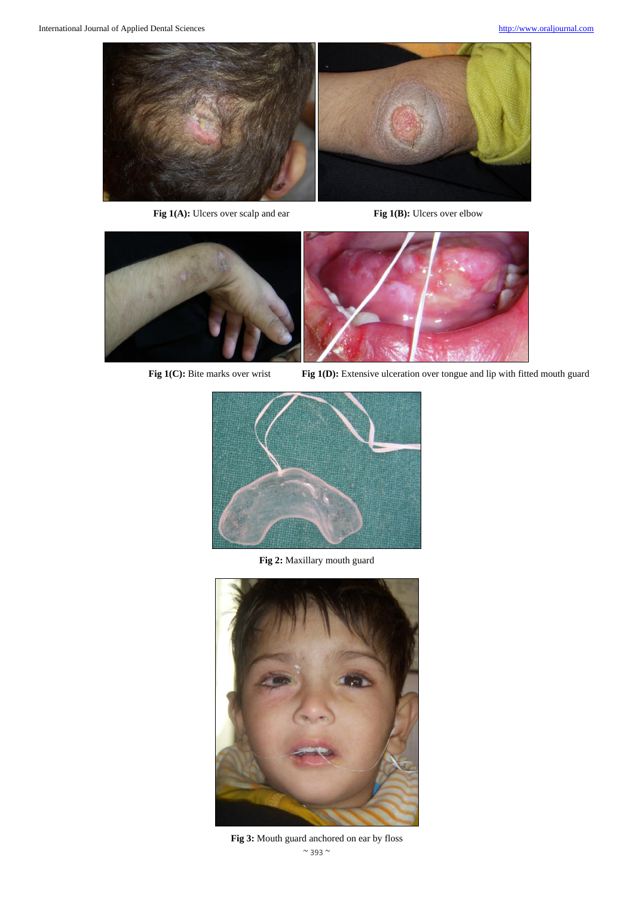**Fig 1(A):** Ulcers over scalp and ear

**Fig 1(B):** Ulcers over elbow

**Fig 1(C):** Bite marks over wrist

**Fig 1(D):** Extensive ulceration over tongue and lip with fitted mouth guard

**Fig 2:** Maxillary mouth guard

**Fig 3:** Mouth guard anchored on ear by floss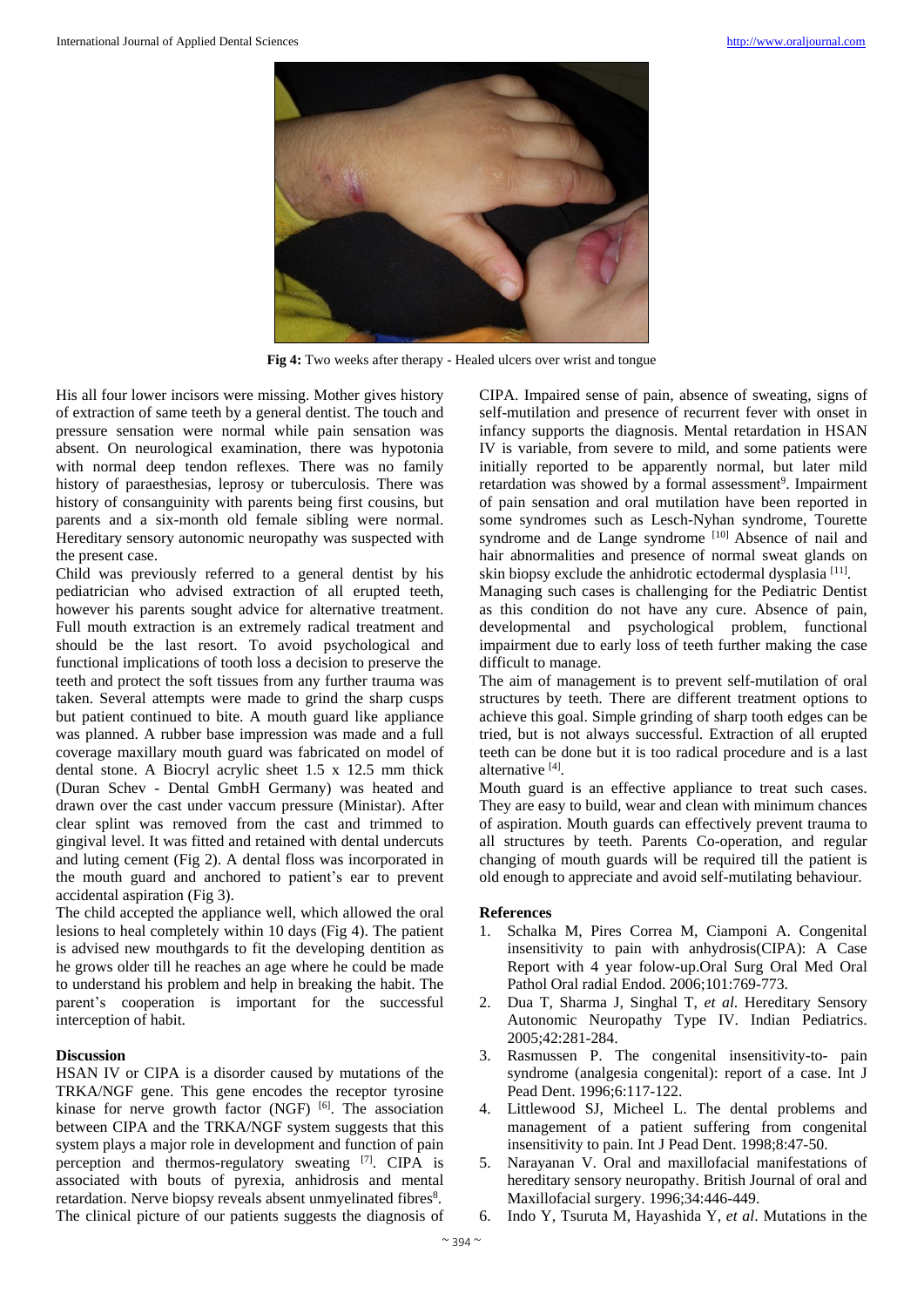Fig 4: Two weeks after therapy - Healed ulcers over wrist and tongue

His all four lower incisors were missing. Mother gives history of extraction of same teeth by a general dentist. The touch and pressure sensation were normal while pain sensation was absent. On neurological examination, there was hypotonia with normal deep tendon reflexes. There was no family history of paraesthesias, leprosy or tuberculosis. There was history of consanguinity with parents being first cousins, but parents and a six-month old female sibling were normal. Hereditary sensory autonomic neuropathy was suspected with the present case.

Child was previously referred to a general dentist by his pediatrician who advised extraction of all erupted teeth, however his parents sought advice for alternative treatment. Full mouth extraction is an extremely radical treatment and should be the last resort. To avoid psychological and functional implications of tooth loss a decision to preserve the teeth and protect the soft tissues from any further trauma was taken. Several attempts were made to grind the sharp cusps but patient continued to bite. A mouth guard like appliance was planned. A rubber base impression was made and a full coverage maxillary mouth guard was fabricated on model of dental stone. A Biocryl acrylic sheet 1.5 x 12.5 mm thick (Duran Schev - Dental GmbH Germany) was heated and drawn over the cast under vaccum pressure (Ministar). After clear splint was removed from the cast and trimmed to gingival level. It was fitted and retained with dental undercuts and luting cement (Fig 2). A dental floss was incorporated in the mouth guard and anchored to patient's ear to prevent accidental aspiration (Fig 3).

The child accepted the appliance well, which allowed the oral lesions to heal completely within 10 days (Fig 4). The patient is advised new mouthgards to fit the developing dentition as he grows older till he reaches an age where he could be made to understand his problem and help in breaking the habit. The parent's cooperation is important for the successful interception of habit.

## Discussion

HSAN IV or CIPA is a disorder caused by mutations of the TRKA/NGF gene. This gene encodes the receptor tyrosine kinase for nerve growth factor (NGF) [6]. The association between CIPA and the TRKA/NGF system suggests that this system plays a major role in development and function of pain perception and thermos-regulatory sweating [7]. CIPA is associated with bouts of pyrexia, anhidrosis and mental retardation. Nerve biopsy reveals absent unmyelinated fibres[8]. The clinical picture of our patients suggests the diagnosis of CIPA. Impaired sense of pain, absence of sweating, signs of self-mutilation and presence of recurrent fever with onset in infancy supports the diagnosis. Mental retardation in HSAN IV is variable, from severe to mild, and some patients were initially reported to be apparently normal, but later mild retardation was showed by a formal assessment[9]. Impairment of pain sensation and oral mutilation have been reported in some syndromes such as Lesch-Nyhan syndrome, Tourette syndrome and de Lange syndrome [10] Absence of nail and hair abnormalities and presence of normal sweat glands on skin biopsy exclude the anhidrotic ectodermal dysplasia [11].

Managing such cases is challenging for the Pediatric Dentist as this condition do not have any cure. Absence of pain, developmental and psychological problem, functional impairment due to early loss of teeth further making the case difficult to manage.

The aim of management is to prevent self-mutilation of oral structures by teeth. There are different treatment options to achieve this goal. Simple grinding of sharp tooth edges can be tried, but is not always successful. Extraction of all erupted teeth can be done but it is too radical procedure and is a last alternative [4].

Mouth guard is an effective appliance to treat such cases. They are easy to build, wear and clean with minimum chances of aspiration. Mouth guards can effectively prevent trauma to all structures by teeth. Parents Co-operation, and regular changing of mouth guards will be required till the patient is old enough to appreciate and avoid self-mutilating behaviour.

## References

1. Schalka M, Pires Correa M, Ciamponi A. Congenital insensitivity to pain with anhydrosis(CIPA): A Case Report with 4 year folow-up.Oral Surg Oral Med Oral Pathol Oral radial Endod. 2006;101:769-773.
2. Dua T, Sharma J, Singhal T, *et al.* Hereditary Sensory Autonomic Neuropathy Type IV. Indian Pediatrics. 2005;42:281-284.
3. Rasmussen P. The congenital insensitivity-to- pain syndrome (analgesia congenital): report of a case. Int J Pead Dent. 1996;6:117-122.
4. Littlewood SJ, Micheel L. The dental problems and management of a patient suffering from congenital insensitivity to pain. Int J Pead Dent. 1998;8:47-50.
5. Narayanan V. Oral and maxillofacial manifestations of hereditary sensory neuropathy. British Journal of oral and Maxillofacial surgery. 1996;34:446-449.
6. Indo Y, Tsuruta M, Hayashida Y, *et al*. Mutations in the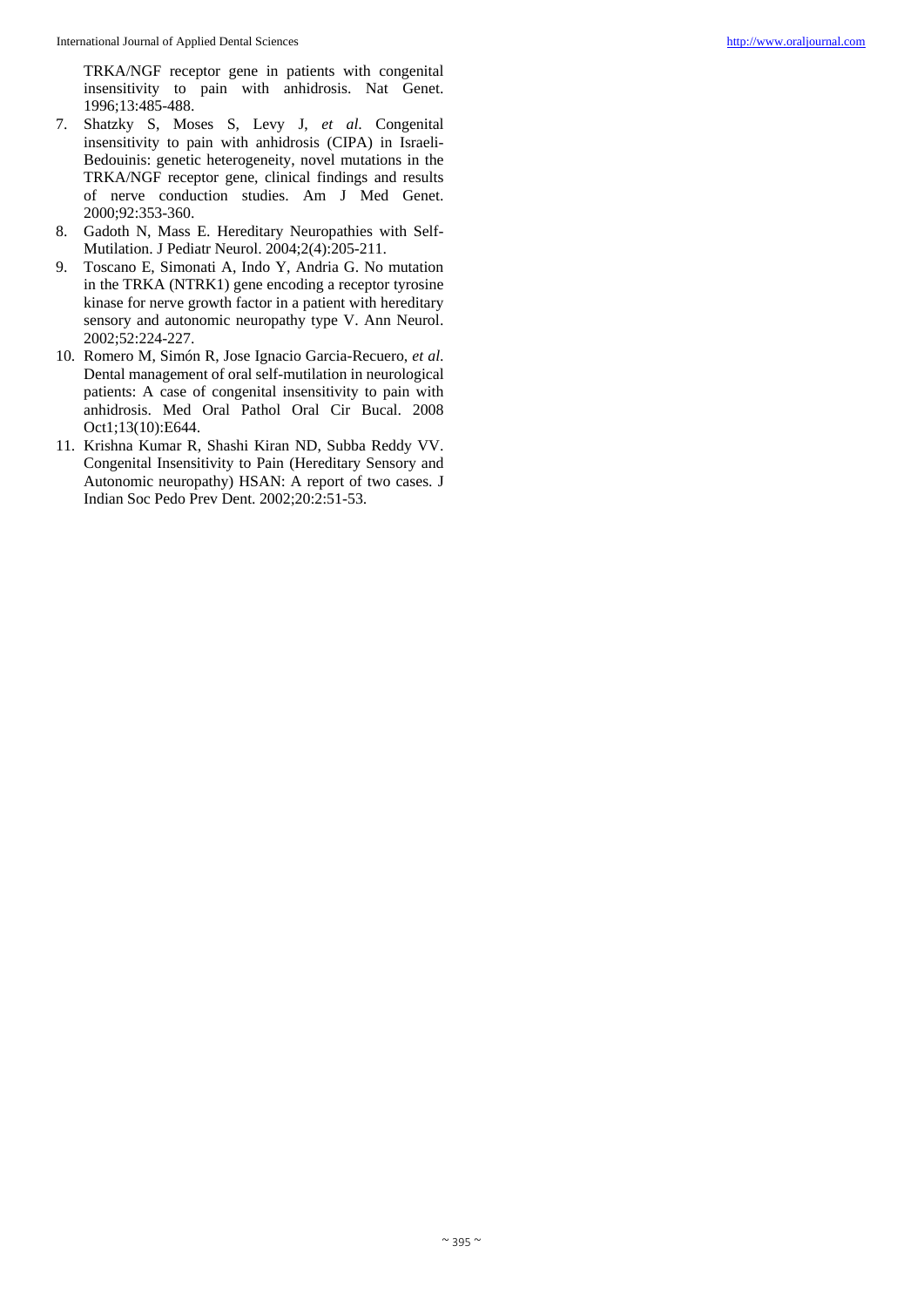TRKA/NGF receptor gene in patients with congenital insensitivity to pain with anhidrosis. Nat Genet. 1996;13:485-488.

7. Shatzky S, Moses S, Levy J, *et al.* Congenital insensitivity to pain with anhidrosis (CIPA) in Israeli-Bedouinis: genetic heterogeneity, novel mutations in the TRKA/NGF receptor gene, clinical findings and results of nerve conduction studies. Am J Med Genet. 2000;92:353-360.
8. Gadoth N, Mass E. Hereditary Neuropathies with Self-Mutilation. J Pediatr Neurol. 2004;2(4):205-211.
9. Toscano E, Simonati A, Indo Y, Andria G. No mutation in the TRKA (NTRK1) gene encoding a receptor tyrosine kinase for nerve growth factor in a patient with hereditary sensory and autonomic neuropathy type V. Ann Neurol. 2002;52:224-227.
10. Romero M, Simón R, Jose Ignacio Garcia-Recuero, *et al.* Dental management of oral self-mutilation in neurological patients: A case of congenital insensitivity to pain with anhidrosis. Med Oral Pathol Oral Cir Bucal. 2008 Oct1;13(10):E644.
11. Krishna Kumar R, Shashi Kiran ND, Subba Reddy VV. Congenital Insensitivity to Pain (Hereditary Sensory and Autonomic neuropathy) HSAN: A report of two cases. J Indian Soc Pedo Prev Dent. 2002;20:2:51-53.